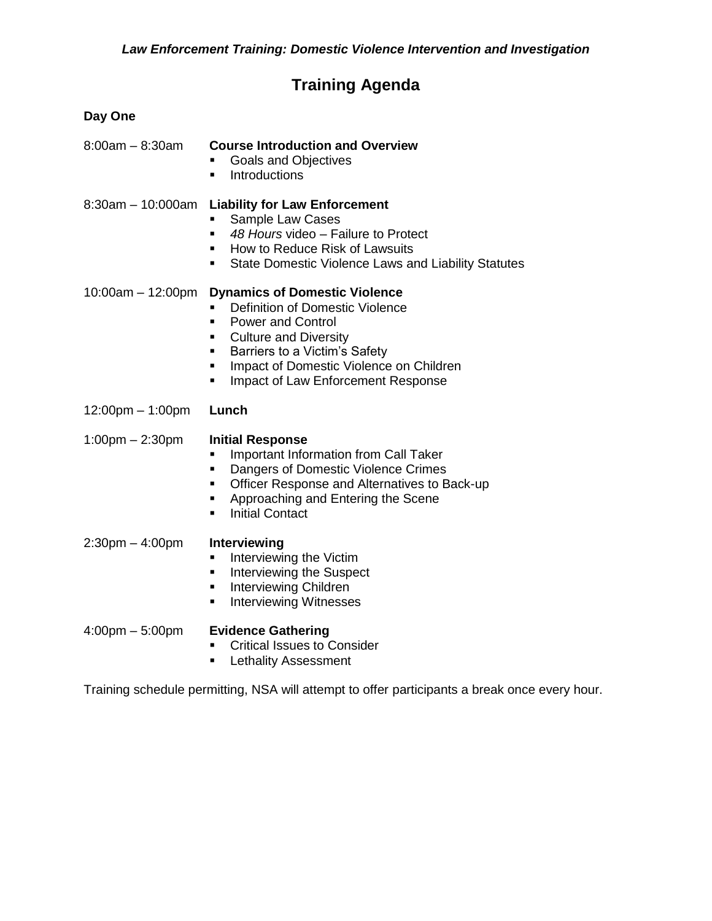*Law Enforcement Training: Domestic Violence Intervention and Investigation*

# Training Agenda

**Day One**

8:00am – 8:30am **Course Introduction and Overview**

- Goals and Objectives
- Introductions

8:30am – 10:000am **Liability for Law Enforcement**

- Sample Law Cases
- *48 Hours* video – Failure to Protect
- How to Reduce Risk of Lawsuits
- State Domestic Violence Laws and Liability Statutes

10:00am – 12:00pm **Dynamics of Domestic Violence**

- Definition of Domestic Violence
- Power and Control
- Culture and Diversity
- Barriers to a Victim's Safety
- Impact of Domestic Violence on Children
- Impact of Law Enforcement Response

12:00pm – 1:00pm **Lunch**

1:00pm – 2:30pm **Initial Response**

- Important Information from Call Taker
- Dangers of Domestic Violence Crimes
- Officer Response and Alternatives to Back-up
- Approaching and Entering the Scene
- Initial Contact

2:30pm – 4:00pm **Interviewing**

- Interviewing the Victim
- Interviewing the Suspect
- Interviewing Children
- Interviewing Witnesses

4:00pm – 5:00pm **Evidence Gathering**

- Critical Issues to Consider
- Lethality Assessment

Training schedule permitting, NSA will attempt to offer participants a break once every hour.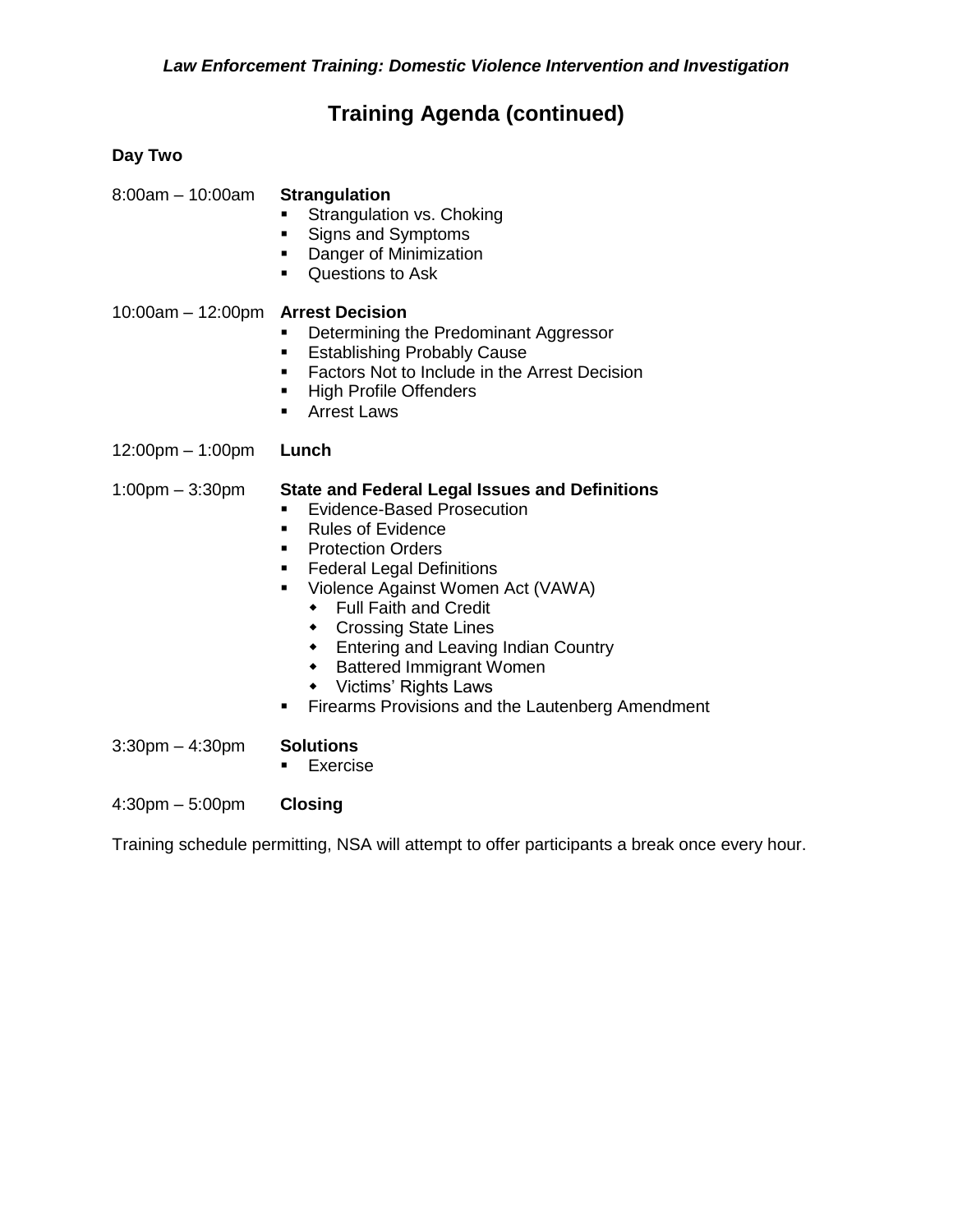## Training Agenda (continued)

### Day Two

8:00am – 10:00am **Strangulation**

- Strangulation vs. Choking
- Signs and Symptoms
- Danger of Minimization
- Questions to Ask

10:00am – 12:00pm **Arrest Decision**

- Determining the Predominant Aggressor
- Establishing Probably Cause
- Factors Not to Include in the Arrest Decision
- High Profile Offenders
- Arrest Laws

12:00pm – 1:00pm **Lunch**

1:00pm – 3:30pm **State and Federal Legal Issues and Definitions**

- Evidence-Based Prosecution
- Rules of Evidence
- Protection Orders
- Federal Legal Definitions
- Violence Against Women Act (VAWA)
  - Full Faith and Credit
  - Crossing State Lines
  - Entering and Leaving Indian Country
  - Battered Immigrant Women
  - Victims' Rights Laws
- Firearms Provisions and the Lautenberg Amendment

3:30pm – 4:30pm **Solutions**

- Exercise

4:30pm – 5:00pm **Closing**

Training schedule permitting, NSA will attempt to offer participants a break once every hour.